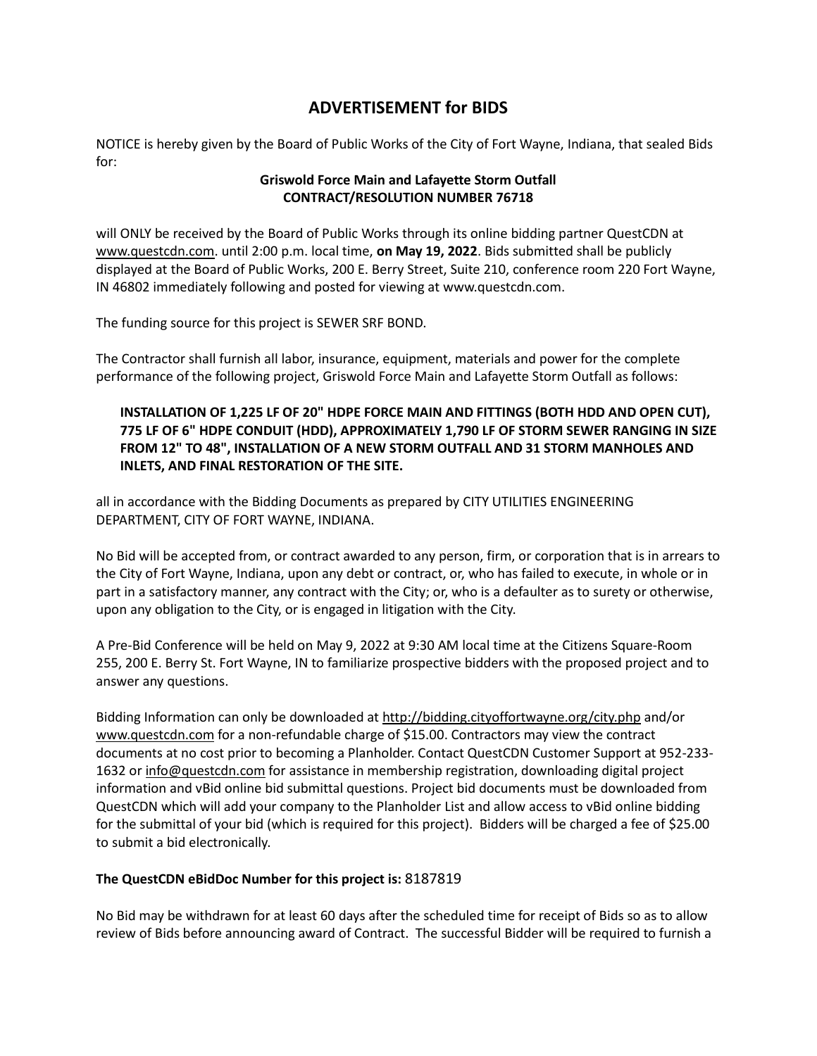# ADVERTISEMENT for BIDS

NOTICE is hereby given by the Board of Public Works of the City of Fort Wayne, Indiana, that sealed Bids for:

**Griswold Force Main and Lafayette Storm Outfall**
**CONTRACT/RESOLUTION NUMBER 76718**

will ONLY be received by the Board of Public Works through its online bidding partner QuestCDN at www.questcdn.com. until 2:00 p.m. local time, **on May 19, 2022**. Bids submitted shall be publicly displayed at the Board of Public Works, 200 E. Berry Street, Suite 210, conference room 220 Fort Wayne, IN 46802 immediately following and posted for viewing at www.questcdn.com.

The funding source for this project is SEWER SRF BOND.

The Contractor shall furnish all labor, insurance, equipment, materials and power for the complete performance of the following project, Griswold Force Main and Lafayette Storm Outfall as follows:

> **INSTALLATION OF 1,225 LF OF 20" HDPE FORCE MAIN AND FITTINGS (BOTH HDD AND OPEN CUT), 775 LF OF 6" HDPE CONDUIT (HDD), APPROXIMATELY 1,790 LF OF STORM SEWER RANGING IN SIZE FROM 12" TO 48", INSTALLATION OF A NEW STORM OUTFALL AND 31 STORM MANHOLES AND INLETS, AND FINAL RESTORATION OF THE SITE.**

all in accordance with the Bidding Documents as prepared by CITY UTILITIES ENGINEERING DEPARTMENT, CITY OF FORT WAYNE, INDIANA.

No Bid will be accepted from, or contract awarded to any person, firm, or corporation that is in arrears to the City of Fort Wayne, Indiana, upon any debt or contract, or, who has failed to execute, in whole or in part in a satisfactory manner, any contract with the City; or, who is a defaulter as to surety or otherwise, upon any obligation to the City, or is engaged in litigation with the City.

A Pre-Bid Conference will be held on May 9, 2022 at 9:30 AM local time at the Citizens Square-Room 255, 200 E. Berry St. Fort Wayne, IN to familiarize prospective bidders with the proposed project and to answer any questions.

Bidding Information can only be downloaded at http://bidding.cityoffortwayne.org/city.php and/or www.questcdn.com for a non-refundable charge of $15.00. Contractors may view the contract documents at no cost prior to becoming a Planholder. Contact QuestCDN Customer Support at 952-233-1632 or info@questcdn.com for assistance in membership registration, downloading digital project information and vBid online bid submittal questions. Project bid documents must be downloaded from QuestCDN which will add your company to the Planholder List and allow access to vBid online bidding for the submittal of your bid (which is required for this project). Bidders will be charged a fee of $25.00 to submit a bid electronically.

**The QuestCDN eBidDoc Number for this project is:** 8187819

No Bid may be withdrawn for at least 60 days after the scheduled time for receipt of Bids so as to allow review of Bids before announcing award of Contract. The successful Bidder will be required to furnish a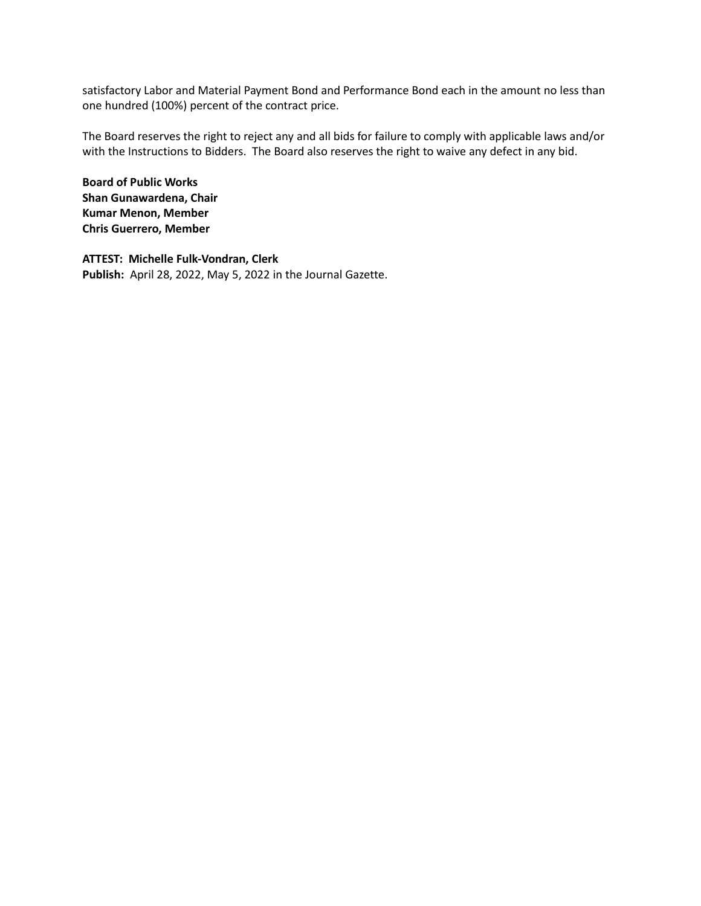satisfactory Labor and Material Payment Bond and Performance Bond each in the amount no less than one hundred (100%) percent of the contract price.

The Board reserves the right to reject any and all bids for failure to comply with applicable laws and/or with the Instructions to Bidders. The Board also reserves the right to waive any defect in any bid.

**Board of Public Works**
**Shan Gunawardena, Chair**
**Kumar Menon, Member**
**Chris Guerrero, Member**

**ATTEST: Michelle Fulk-Vondran, Clerk**
**Publish:** April 28, 2022, May 5, 2022 in the Journal Gazette.